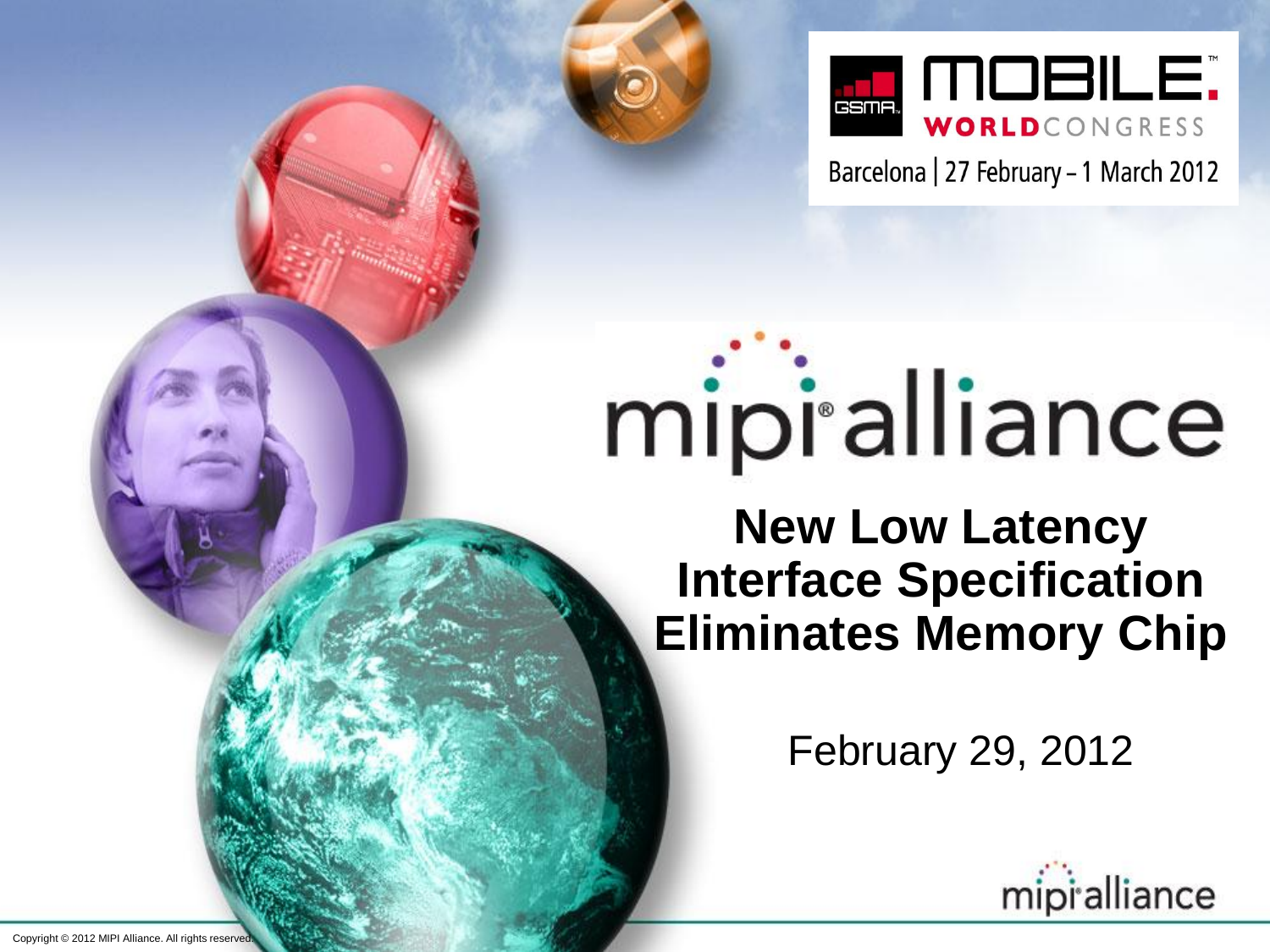MOBILE. WORLD CONGRESS

Barcelona | 27 February – 1 March 2012

mipi alliance

# New Low Latency Interface Specification Eliminates Memory Chip

February 29, 2012

Copyright © 2012 MIPI Alliance. All rights reserved.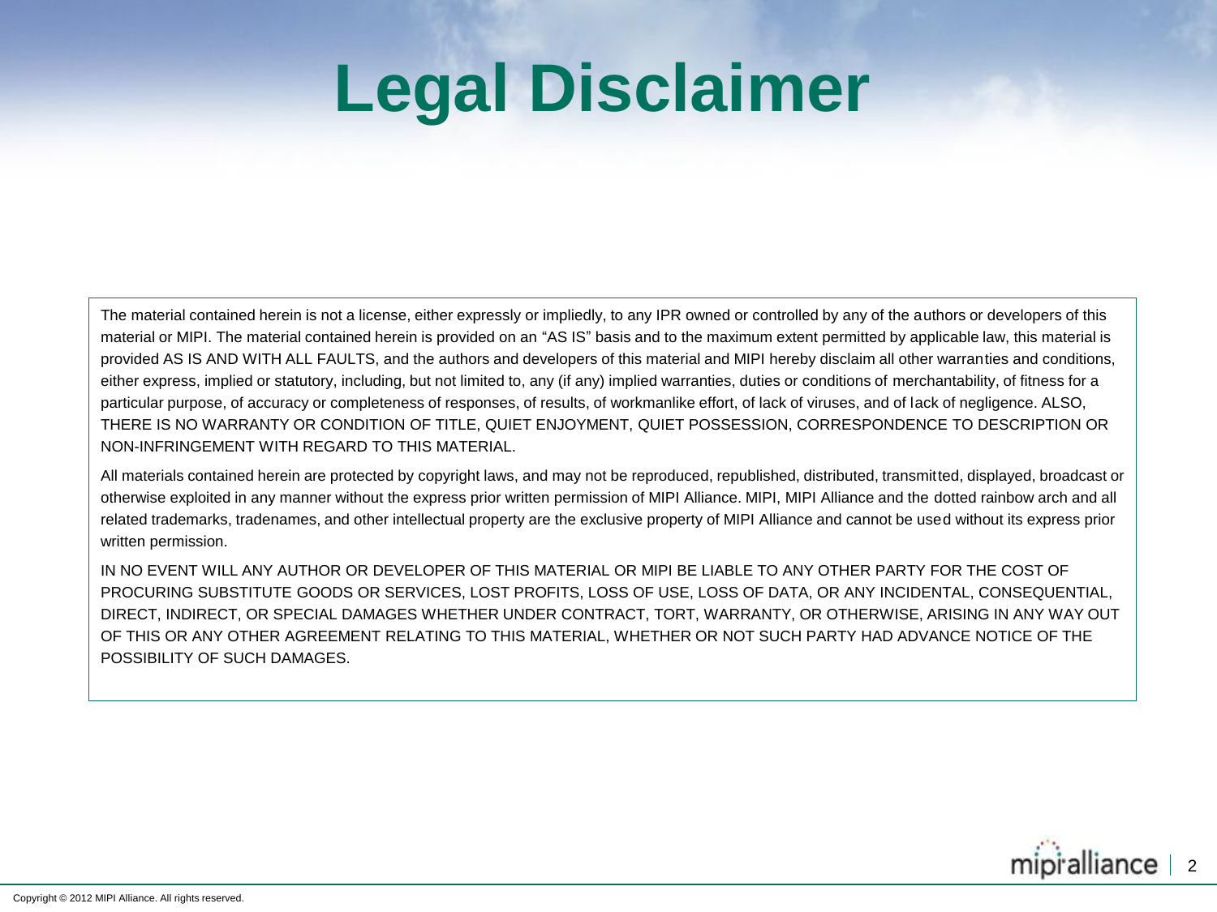# Legal Disclaimer

The material contained herein is not a license, either expressly or impliedly, to any IPR owned or controlled by any of the authors or developers of this material or MIPI. The material contained herein is provided on an "AS IS" basis and to the maximum extent permitted by applicable law, this material is provided AS IS AND WITH ALL FAULTS, and the authors and developers of this material and MIPI hereby disclaim all other warranties and conditions, either express, implied or statutory, including, but not limited to, any (if any) implied warranties, duties or conditions of merchantability, of fitness for a particular purpose, of accuracy or completeness of responses, of results, of workmanlike effort, of lack of viruses, and of lack of negligence. ALSO, THERE IS NO WARRANTY OR CONDITION OF TITLE, QUIET ENJOYMENT, QUIET POSSESSION, CORRESPONDENCE TO DESCRIPTION OR NON-INFRINGEMENT WITH REGARD TO THIS MATERIAL.

All materials contained herein are protected by copyright laws, and may not be reproduced, republished, distributed, transmitted, displayed, broadcast or otherwise exploited in any manner without the express prior written permission of MIPI Alliance. MIPI, MIPI Alliance and the dotted rainbow arch and all related trademarks, tradenames, and other intellectual property are the exclusive property of MIPI Alliance and cannot be used without its express prior written permission.

IN NO EVENT WILL ANY AUTHOR OR DEVELOPER OF THIS MATERIAL OR MIPI BE LIABLE TO ANY OTHER PARTY FOR THE COST OF PROCURING SUBSTITUTE GOODS OR SERVICES, LOST PROFITS, LOSS OF USE, LOSS OF DATA, OR ANY INCIDENTAL, CONSEQUENTIAL, DIRECT, INDIRECT, OR SPECIAL DAMAGES WHETHER UNDER CONTRACT, TORT, WARRANTY, OR OTHERWISE, ARISING IN ANY WAY OUT OF THIS OR ANY OTHER AGREEMENT RELATING TO THIS MATERIAL, WHETHER OR NOT SUCH PARTY HAD ADVANCE NOTICE OF THE POSSIBILITY OF SUCH DAMAGES.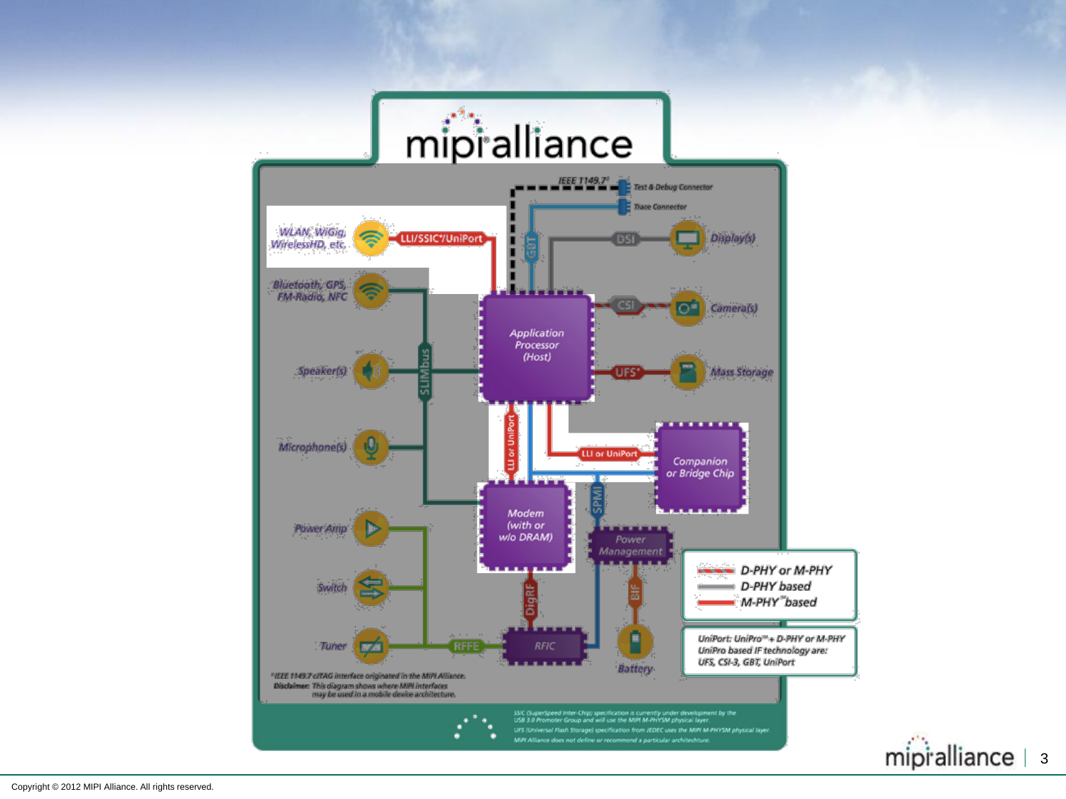# mipi alliance

IEEE 1149.7*

Test & Debug Connector

Trace Connector

WLAN, WiGig, WirelessHD, etc.

LLI/SSIC*/UniPort

GBT

DSI

Display(s)

Bluetooth, GPS, FM-Radio, NFC

CSI

Camera(s)

Application Processor (Host)

Speaker(s)

SLIMbus

UFS*

Mass Storage

LLI or UniPort

LLI or UniPort

Companion or Bridge Chip

Microphone(s)

SPMI

Modem (with or w/o DRAM)

Power Amp

Power Management

Switch

DigRF

BIF

Tuner

RFFE

RFIC

Battery

D-PHY or M-PHY

D-PHY based

M-PHY based

UniPort: UniPro + D-PHY or M-PHY

UniPro based IF technology are: UFS, CSI-3, GBT, UniPort

*IEEE 1149.7 cJTAG interface originated in the MIPI Alliance.

Disclaimer: This diagram shows where MIPI interfaces may be used in a mobile device architecture.

SSIC (SuperSpeed Inter-Chip) specification is currently under development by the USB 3.0 Promoter Group and will use the MIPI M-PHYSM physical layer.

UFS (Universal Flash Storage) specification from JEDEC uses the MIPI M-PHYSM physical layer.

MIPI Alliance does not define or recommend a particular architechture.

Copyright © 2012 MIPI Alliance. All rights reserved.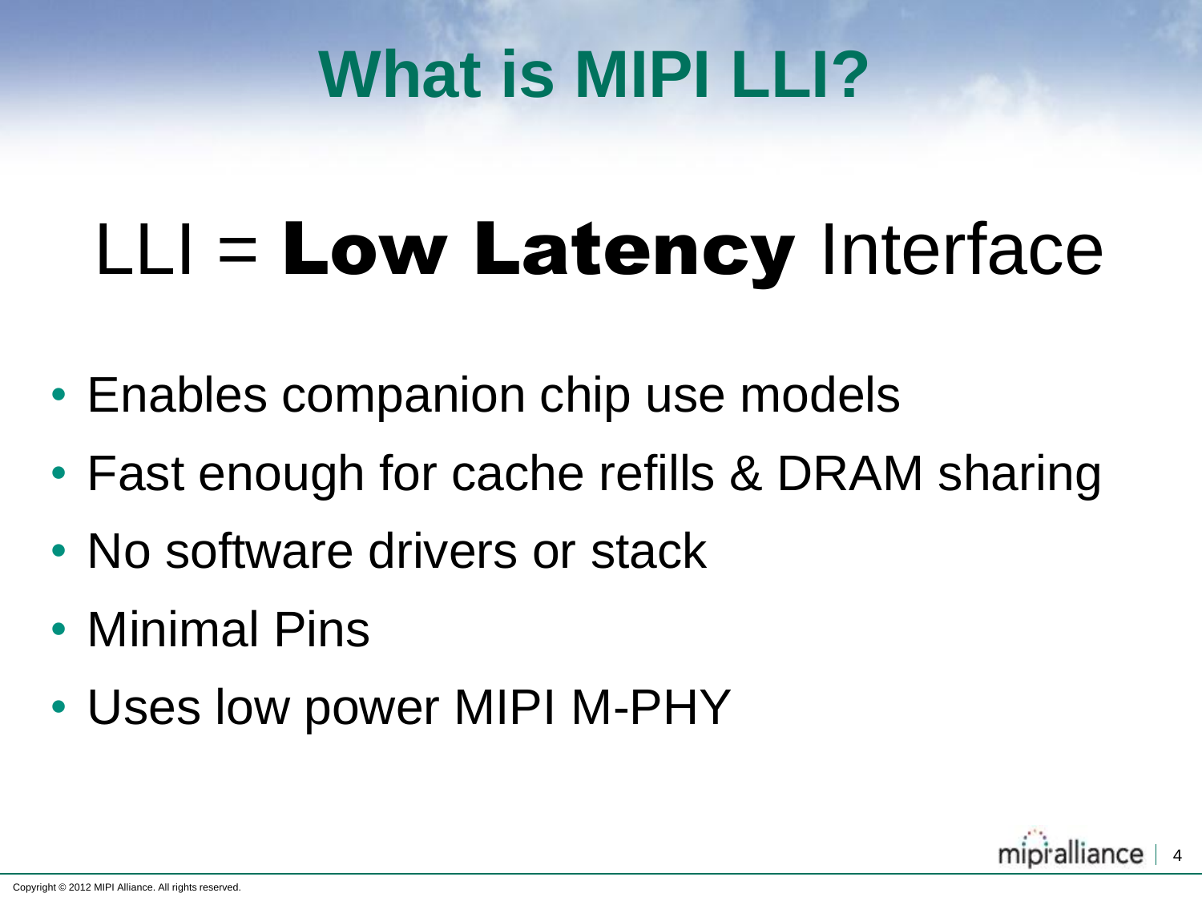# What is MIPI LLI?

## LLI = **Low Latency** Interface

- Enables companion chip use models
- Fast enough for cache refills & DRAM sharing
- No software drivers or stack
- Minimal Pins
- Uses low power MIPI M-PHY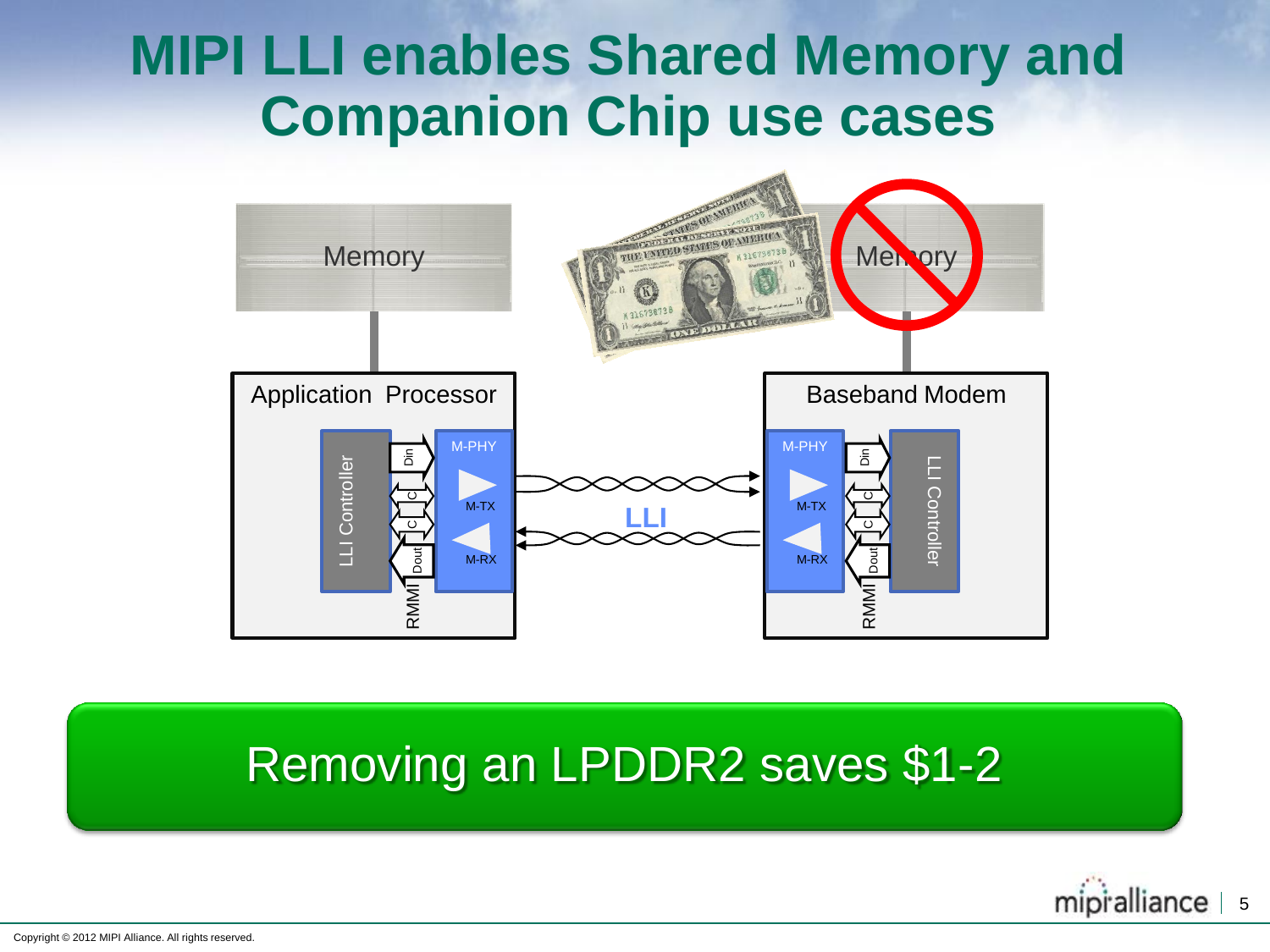# MIPI LLI enables Shared Memory and Companion Chip use cases

Memory

Memory

Application Processor

LLI Controller

Din

C

C

Dout

RMMI

M-PHY

M-TX

M-RX

LLI

Baseband Modem

M-PHY

M-TX

M-RX

Din

C

C

Dout

RMMI

LLI Controller

Removing an LPDDR2 saves $1-2

Copyright © 2012 MIPI Alliance. All rights reserved.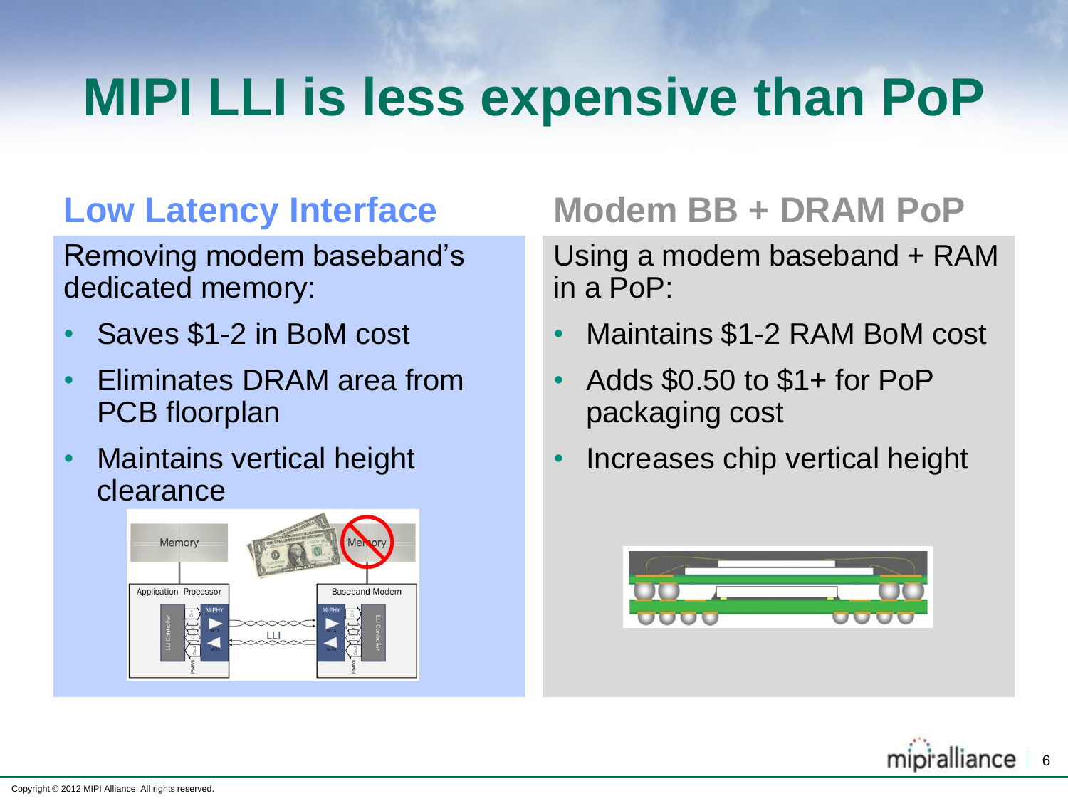# MIPI LLI is less expensive than PoP

## Low Latency Interface

Removing modem baseband's dedicated memory:

- Saves $1-2 in BoM cost
- Eliminates DRAM area from PCB floorplan
- Maintains vertical height clearance

## Modem BB + DRAM PoP

Using a modem baseband + RAM in a PoP:

- Maintains $1-2 RAM BoM cost
- Adds $0.50 to $1+ for PoP packaging cost
- Increases chip vertical height

Copyright © 2012 MIPI Alliance. All rights reserved.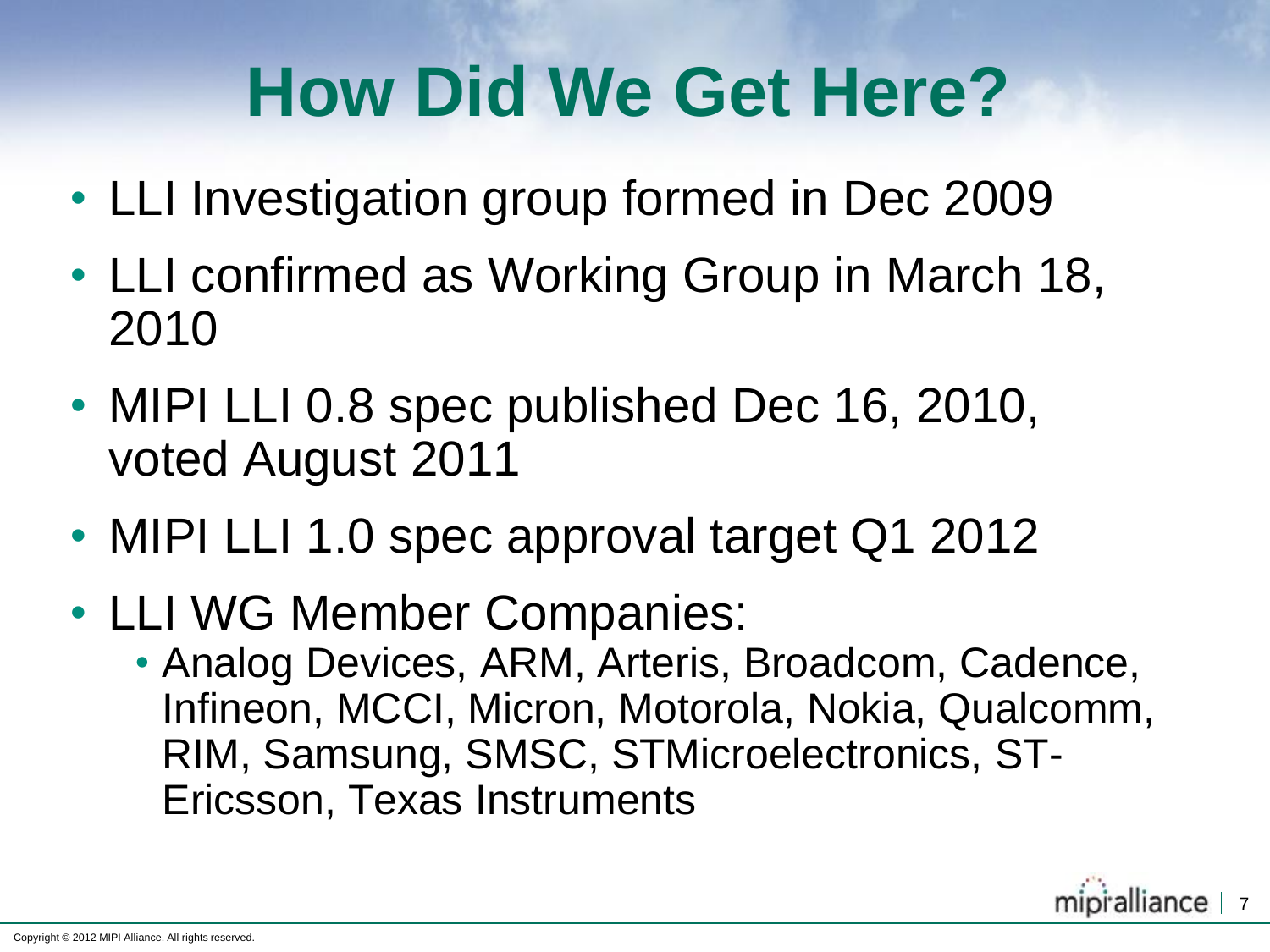# How Did We Get Here?

- LLI Investigation group formed in Dec 2009
- LLI confirmed as Working Group in March 18, 2010
- MIPI LLI 0.8 spec published Dec 16, 2010, voted August 2011
- MIPI LLI 1.0 spec approval target Q1 2012
- LLI WG Member Companies:
  - Analog Devices, ARM, Arteris, Broadcom, Cadence, Infineon, MCCI, Micron, Motorola, Nokia, Qualcomm, RIM, Samsung, SMSC, STMicroelectronics, ST-Ericsson, Texas Instruments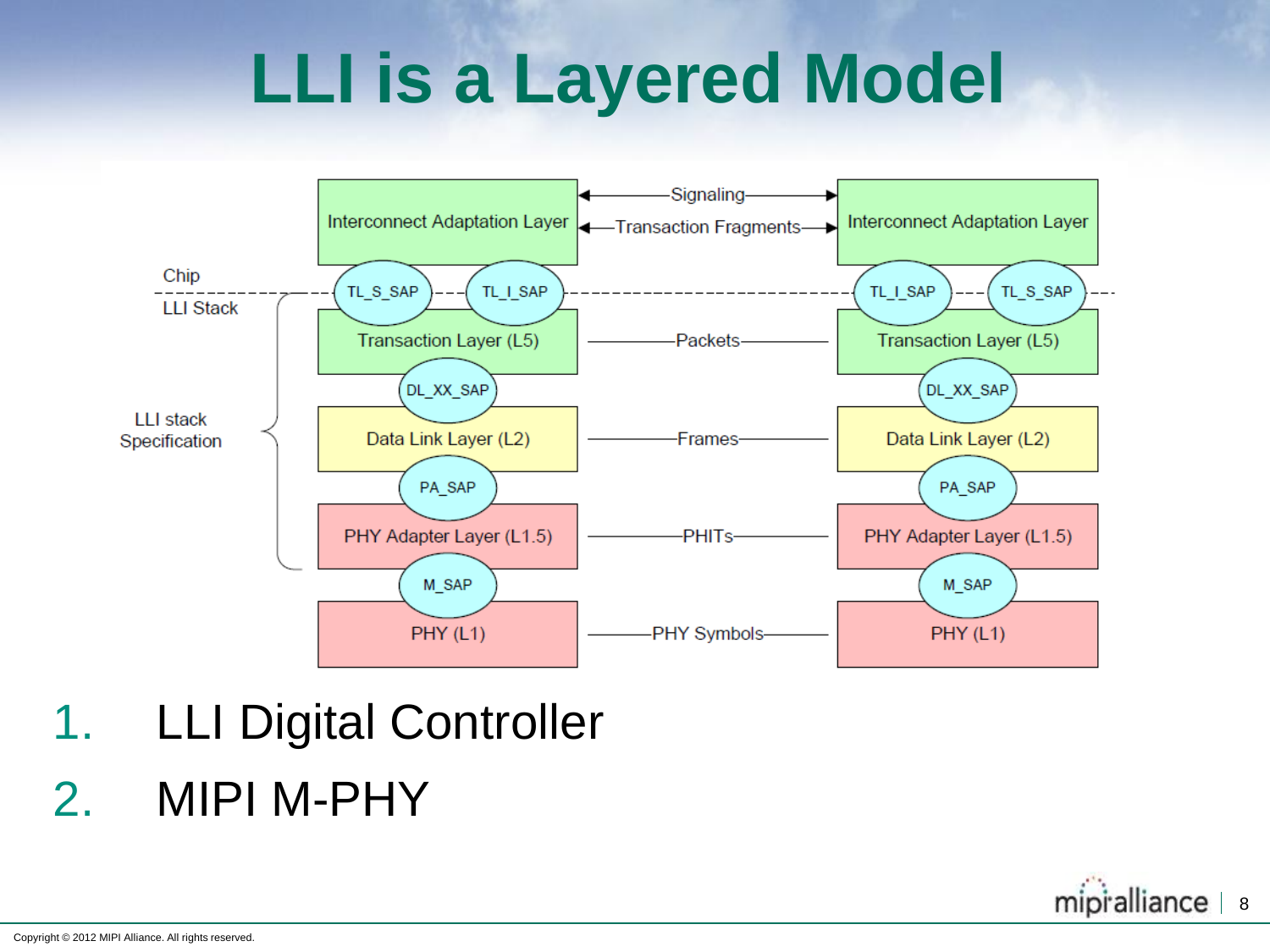# LLI is a Layered Model

| | | | |
|---|---|---|---|
| | Interconnect Adaptation Layer | ←Signaling→ / ←Transaction Fragments→ | Interconnect Adaptation Layer |
| Chip | TL_S_SAP, TL_I_SAP | | TL_I_SAP, TL_S_SAP |
| LLI Stack | Transaction Layer (L5) | Packets | Transaction Layer (L5) |
| | DL_XX_SAP | | DL_XX_SAP |
| LLI stack Specification | Data Link Layer (L2) | Frames | Data Link Layer (L2) |
| | PA_SAP | | PA_SAP |
| | PHY Adapter Layer (L1.5) | PHITs | PHY Adapter Layer (L1.5) |
| | M_SAP | | M_SAP |
| | PHY (L1) | PHY Symbols | PHY (L1) |

1. LLI Digital Controller
2. MIPI M-PHY

Copyright © 2012 MIPI Alliance. All rights reserved.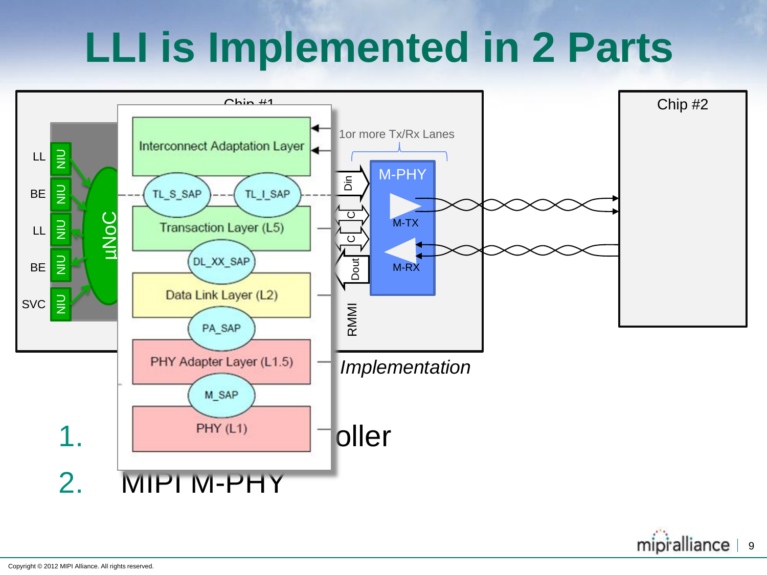# LLI is Implemented in 2 Parts

Chip #1

Chip #2

LL
BE
LL
BE
SVC

NIU
NIU
NIU
NIU
NIU

μNoC

Interconnect Adaptation Layer

TL_S_SAP
TL_I_SAP

Transaction Layer (L5)

DL_XX_SAP

Data Link Layer (L2)

PA_SAP

PHY Adapter Layer (L1.5)

M_SAP

PHY (L1)

1or more Tx/Rx Lanes

Din
C
C
Dout

M-PHY
M-TX
M-RX

RMMI

*Implementation*

1. oller
2. MIPI M-PHY

Copyright © 2012 MIPI Alliance. All rights reserved.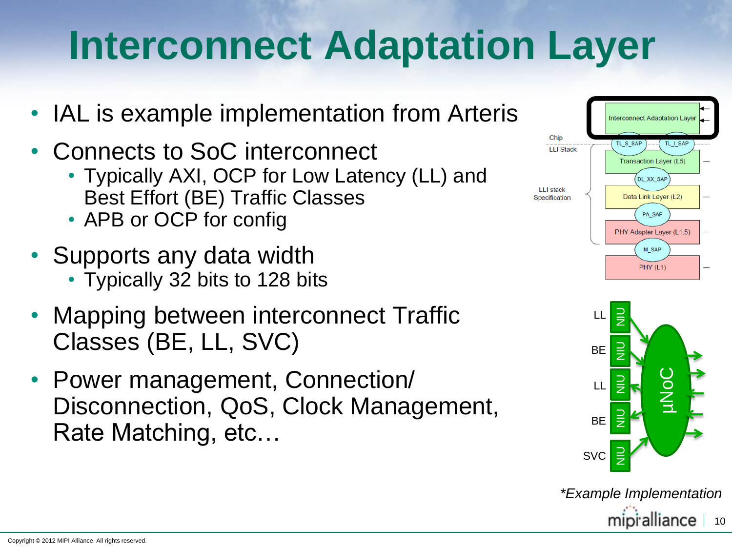# Interconnect Adaptation Layer

- IAL is example implementation from Arteris
- Connects to SoC interconnect
  - Typically AXI, OCP for Low Latency (LL) and Best Effort (BE) Traffic Classes
  - APB or OCP for config
- Supports any data width
  - Typically 32 bits to 128 bits
- Mapping between interconnect Traffic Classes (BE, LL, SVC)
- Power management, Connection/ Disconnection, QoS, Clock Management, Rate Matching, etc…

Interconnect Adaptation Layer

Chip
LLI Stack

TL_S_SAP | TL_I_SAP

Transaction Layer (L5)

DL_XX_SAP

LLI stack Specification

Data Link Layer (L2)

PA_SAP

PHY Adapter Layer (L1.5)

M_SAP

PHY (L1)

LL NIU
BE NIU
LL NIU
BE NIU
SVC NIU

μNoC

*Example Implementation*

Copyright © 2012 MIPI Alliance. All rights reserved.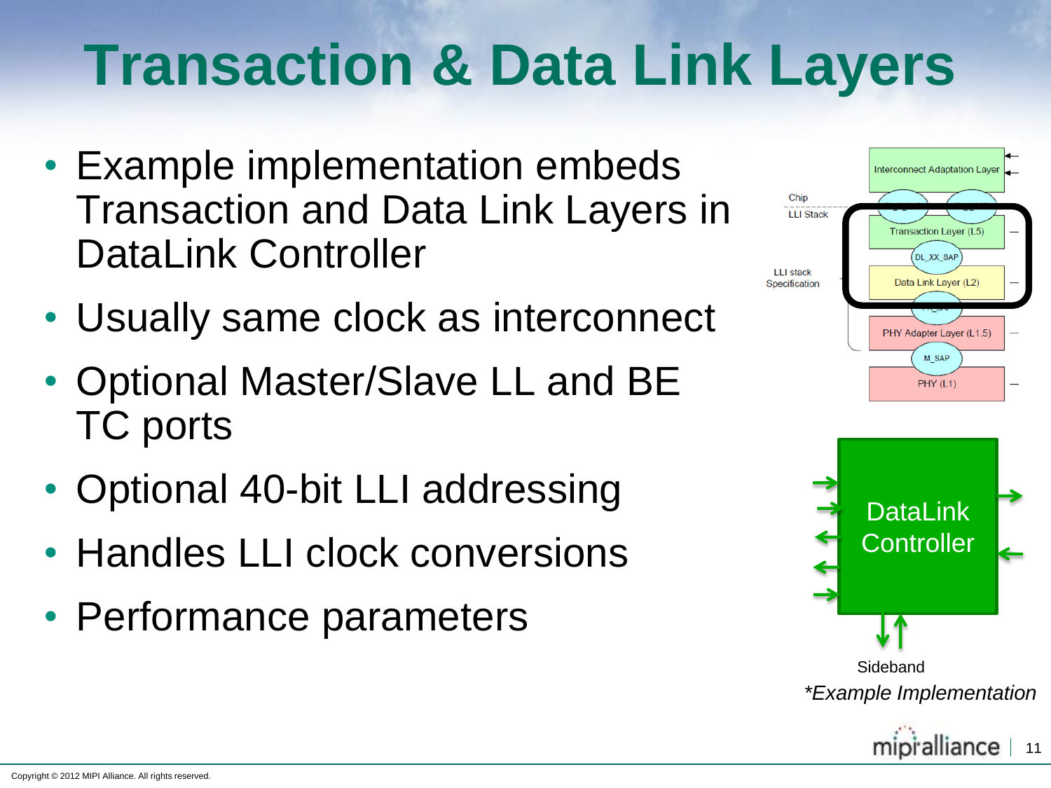# Transaction & Data Link Layers

- Example implementation embeds Transaction and Data Link Layers in DataLink Controller
- Usually same clock as interconnect
- Optional Master/Slave LL and BE TC ports
- Optional 40-bit LLI addressing
- Handles LLI clock conversions
- Performance parameters

Interconnect Adaptation Layer

Chip
LLI Stack

LLI stack Specification

Transaction Layer (L5)

DL_XX_SAP

Data Link Layer (L2)

PHY Adapter Layer (L1.5)

M_SAP

PHY (L1)

DataLink Controller

Sideband

*Example Implementation

Copyright © 2012 MIPI Alliance. All rights reserved.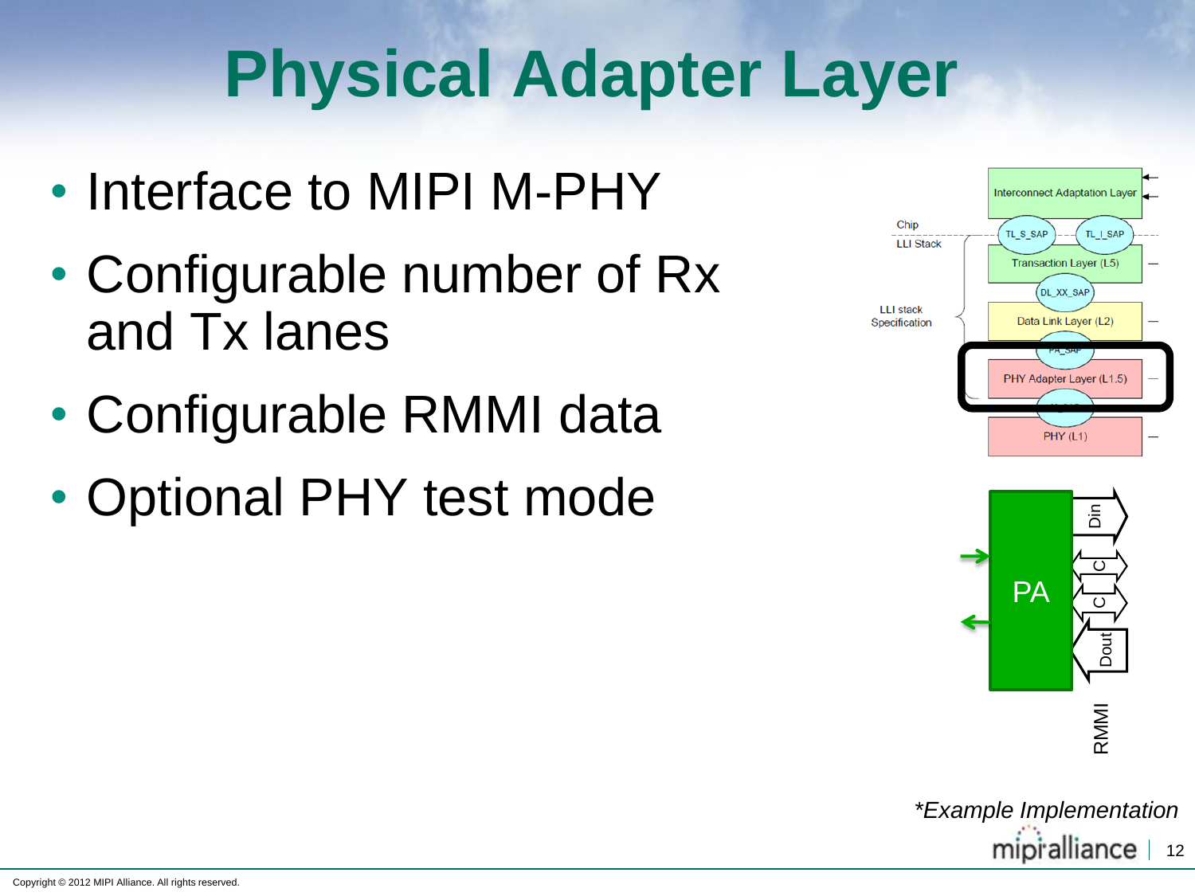# Physical Adapter Layer

- Interface to MIPI M-PHY
- Configurable number of Rx and Tx lanes
- Configurable RMMI data
- Optional PHY test mode

*\*Example Implementation*

Copyright © 2012 MIPI Alliance. All rights reserved.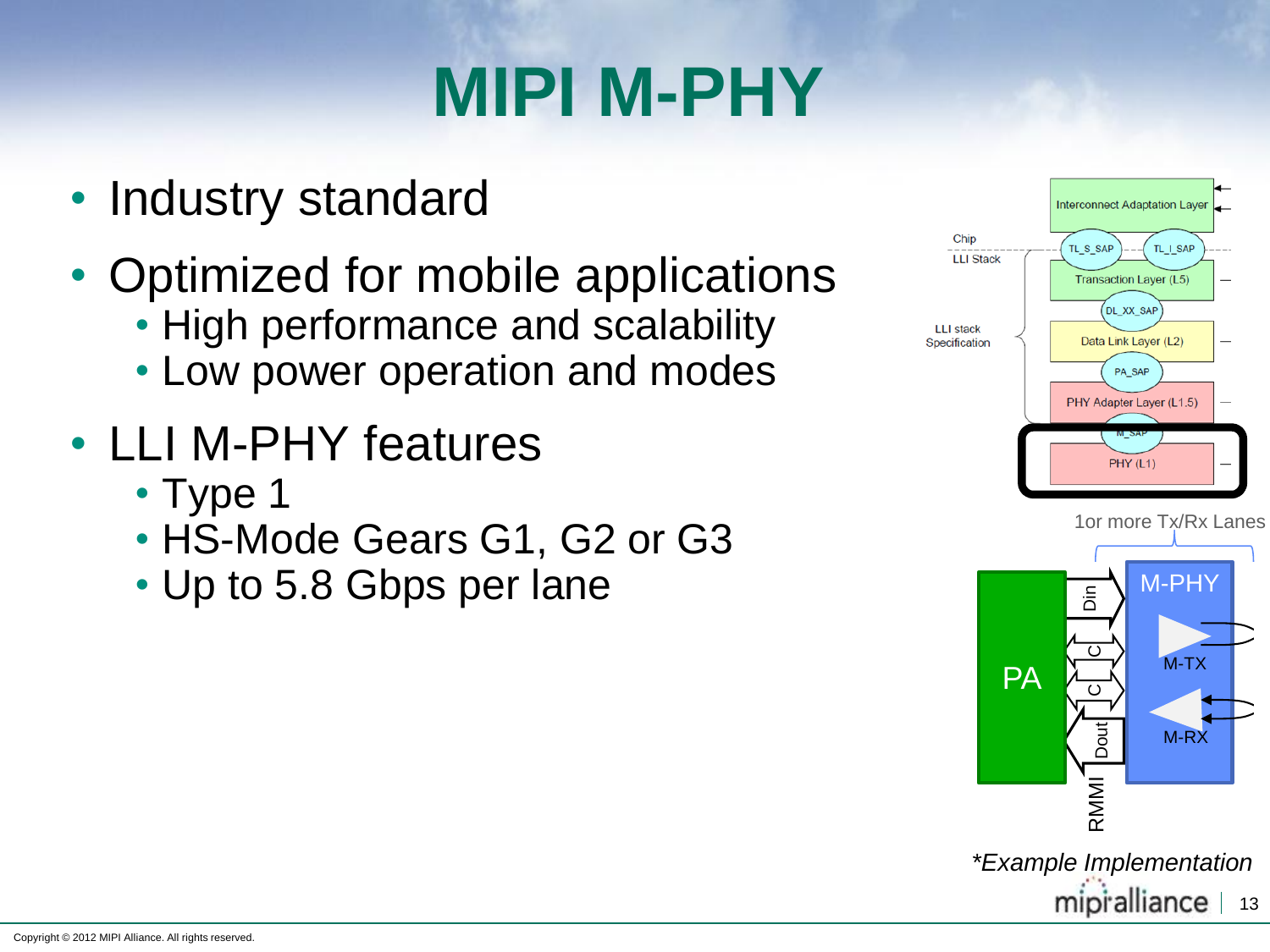# MIPI M-PHY

- Industry standard
- Optimized for mobile applications
  - High performance and scalability
  - Low power operation and modes
- LLI M-PHY features
  - Type 1
  - HS-Mode Gears G1, G2 or G3
  - Up to 5.8 Gbps per lane

Interconnect Adaptation Layer

Chip

LLI Stack

TL_S_SAP TL_I_SAP

Transaction Layer (L5)

DL_XX_SAP

LLI stack Specification

Data Link Layer (L2)

PA_SAP

PHY Adapter Layer (L1.5)

M_SAP

PHY (L1)

1or more Tx/Rx Lanes

PA

Din

C

C

Dout

RMMI

M-PHY

M-TX

M-RX

*Example Implementation*

Copyright © 2012 MIPI Alliance. All rights reserved.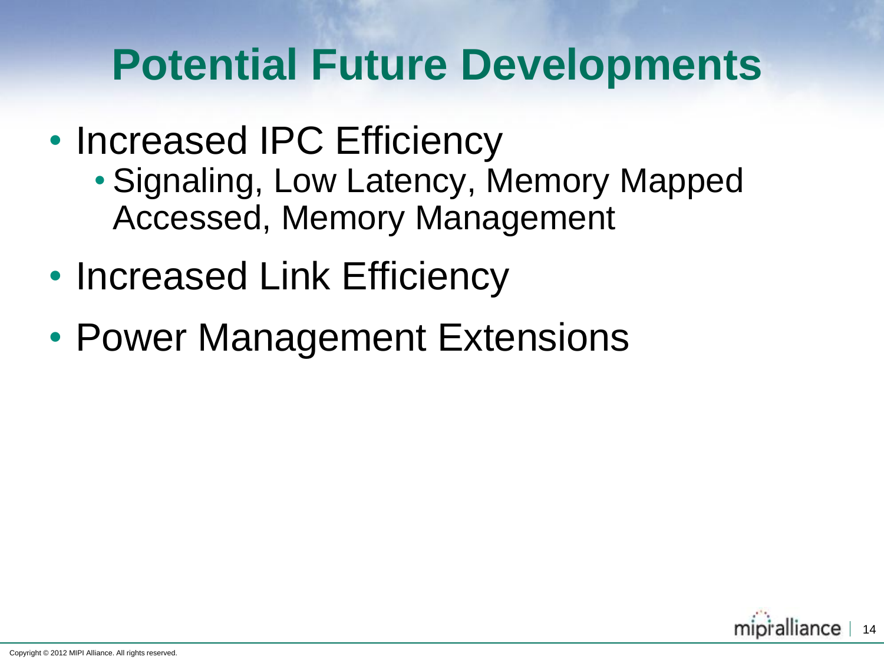# Potential Future Developments

- Increased IPC Efficiency
  - Signaling, Low Latency, Memory Mapped Accessed, Memory Management
- Increased Link Efficiency
- Power Management Extensions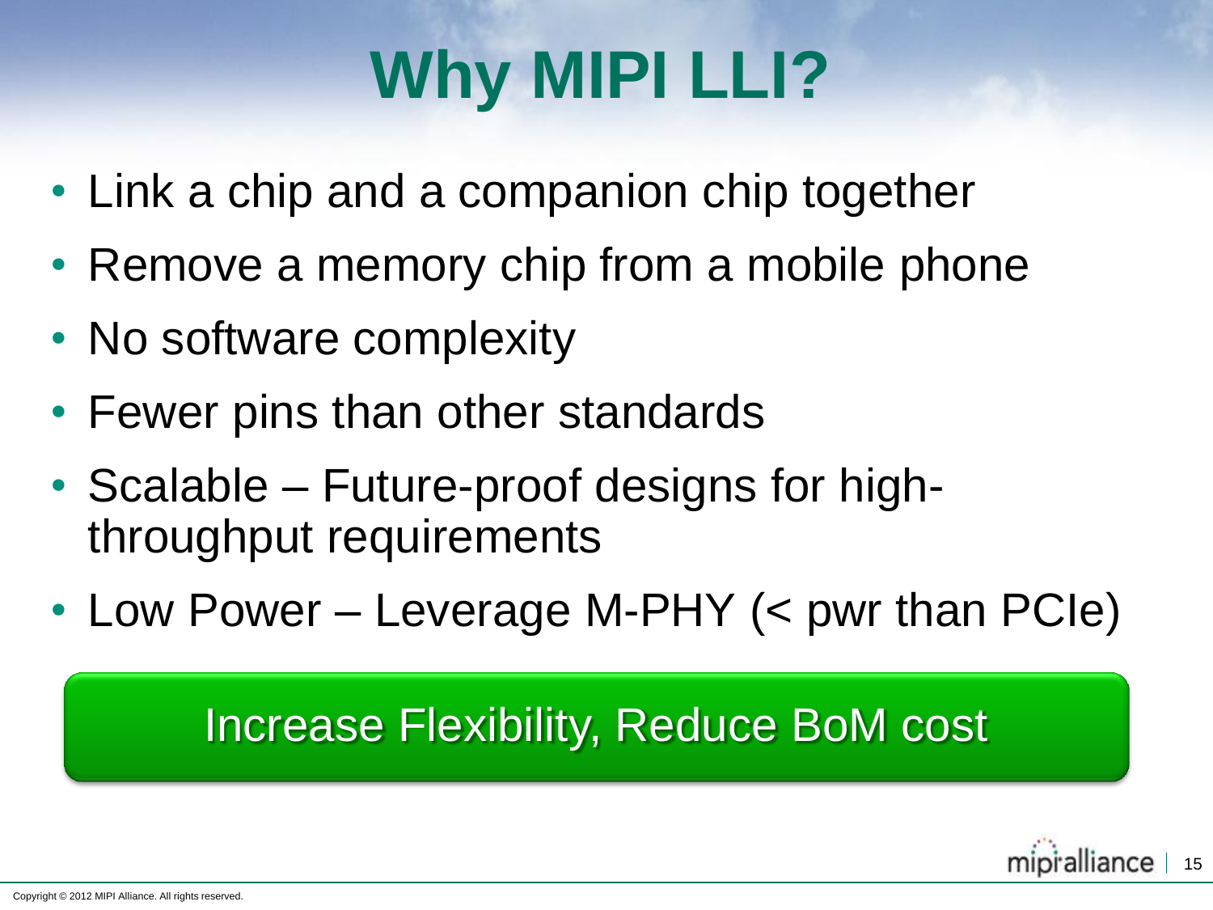# Why MIPI LLI?

- Link a chip and a companion chip together
- Remove a memory chip from a mobile phone
- No software complexity
- Fewer pins than other standards
- Scalable – Future-proof designs for high-throughput requirements
- Low Power – Leverage M-PHY (< pwr than PCIe)

**Increase Flexibility, Reduce BoM cost**

Copyright © 2012 MIPI Alliance. All rights reserved.